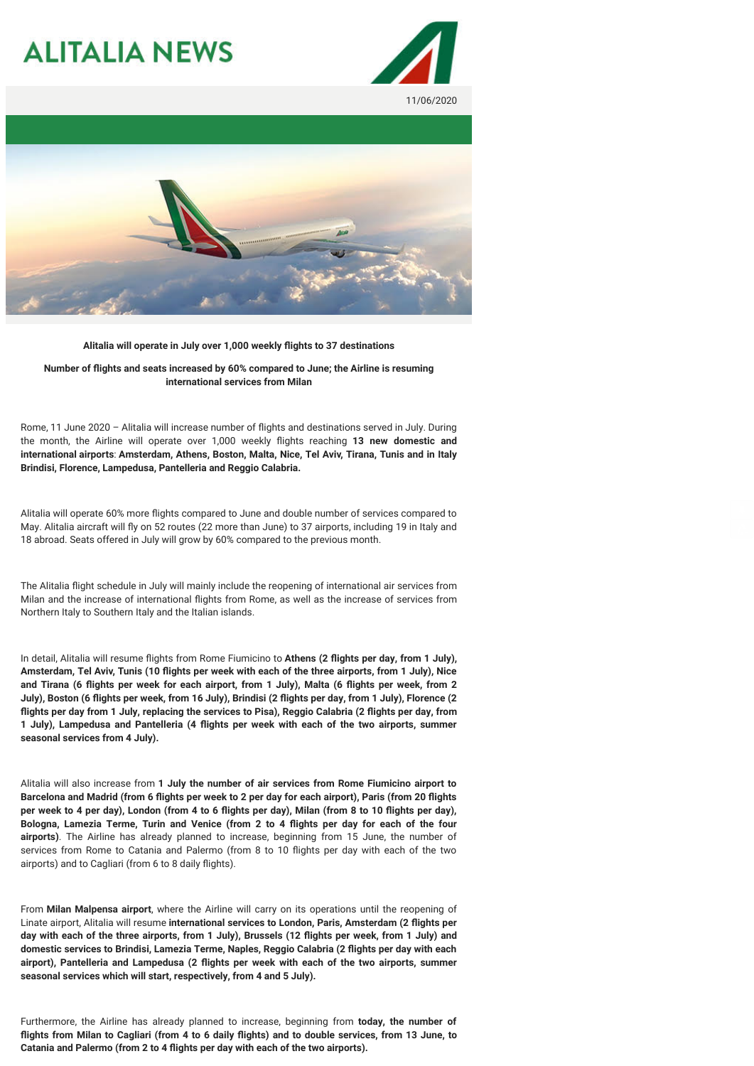# ALITALIA NEWS

11/06/2020

**Alitalia will operate in July over 1,000 weekly flights to 37 destinations**

**Number of flights and seats increased by 60% compared to June; the Airline is resuming international services from Milan**

Rome, 11 June 2020 – Alitalia will increase number of flights and destinations served in July. During the month, the Airline will operate over 1,000 weekly flights reaching **13 new domestic and international airports**: **Amsterdam, Athens, Boston, Malta, Nice, Tel Aviv, Tirana, Tunis and in Italy Brindisi, Florence, Lampedusa, Pantelleria and Reggio Calabria.**

Alitalia will operate 60% more flights compared to June and double number of services compared to May. Alitalia aircraft will fly on 52 routes (22 more than June) to 37 airports, including 19 in Italy and 18 abroad. Seats offered in July will grow by 60% compared to the previous month.

The Alitalia flight schedule in July will mainly include the reopening of international air services from Milan and the increase of international flights from Rome, as well as the increase of services from Northern Italy to Southern Italy and the Italian islands.

In detail, Alitalia will resume flights from Rome Fiumicino to **Athens (2 flights per day, from 1 July), Amsterdam, Tel Aviv, Tunis (10 flights per week with each of the three airports, from 1 July), Nice and Tirana (6 flights per week for each airport, from 1 July), Malta (6 flights per week, from 2 July), Boston (6 flights per week, from 16 July), Brindisi (2 flights per day, from 1 July), Florence (2 flights per day from 1 July, replacing the services to Pisa), Reggio Calabria (2 flights per day, from 1 July), Lampedusa and Pantelleria (4 flights per week with each of the two airports, summer seasonal services from 4 July).**

Alitalia will also increase from **1 July the number of air services from Rome Fiumicino airport to Barcelona and Madrid (from 6 flights per week to 2 per day for each airport), Paris (from 20 flights per week to 4 per day), London (from 4 to 6 flights per day), Milan (from 8 to 10 flights per day), Bologna, Lamezia Terme, Turin and Venice (from 2 to 4 flights per day for each of the four airports)**. The Airline has already planned to increase, beginning from 15 June, the number of services from Rome to Catania and Palermo (from 8 to 10 flights per day with each of the two airports) and to Cagliari (from 6 to 8 daily flights).

From **Milan Malpensa airport**, where the Airline will carry on its operations until the reopening of Linate airport, Alitalia will resume **international services to London, Paris, Amsterdam (2 flights per day with each of the three airports, from 1 July), Brussels (12 flights per week, from 1 July) and domestic services to Brindisi, Lamezia Terme, Naples, Reggio Calabria (2 flights per day with each airport), Pantelleria and Lampedusa (2 flights per week with each of the two airports, summer seasonal services which will start, respectively, from 4 and 5 July).**

Furthermore, the Airline has already planned to increase, beginning from **today, the number of flights from Milan to Cagliari (from 4 to 6 daily flights) and to double services, from 13 June, to Catania and Palermo (from 2 to 4 flights per day with each of the two airports).**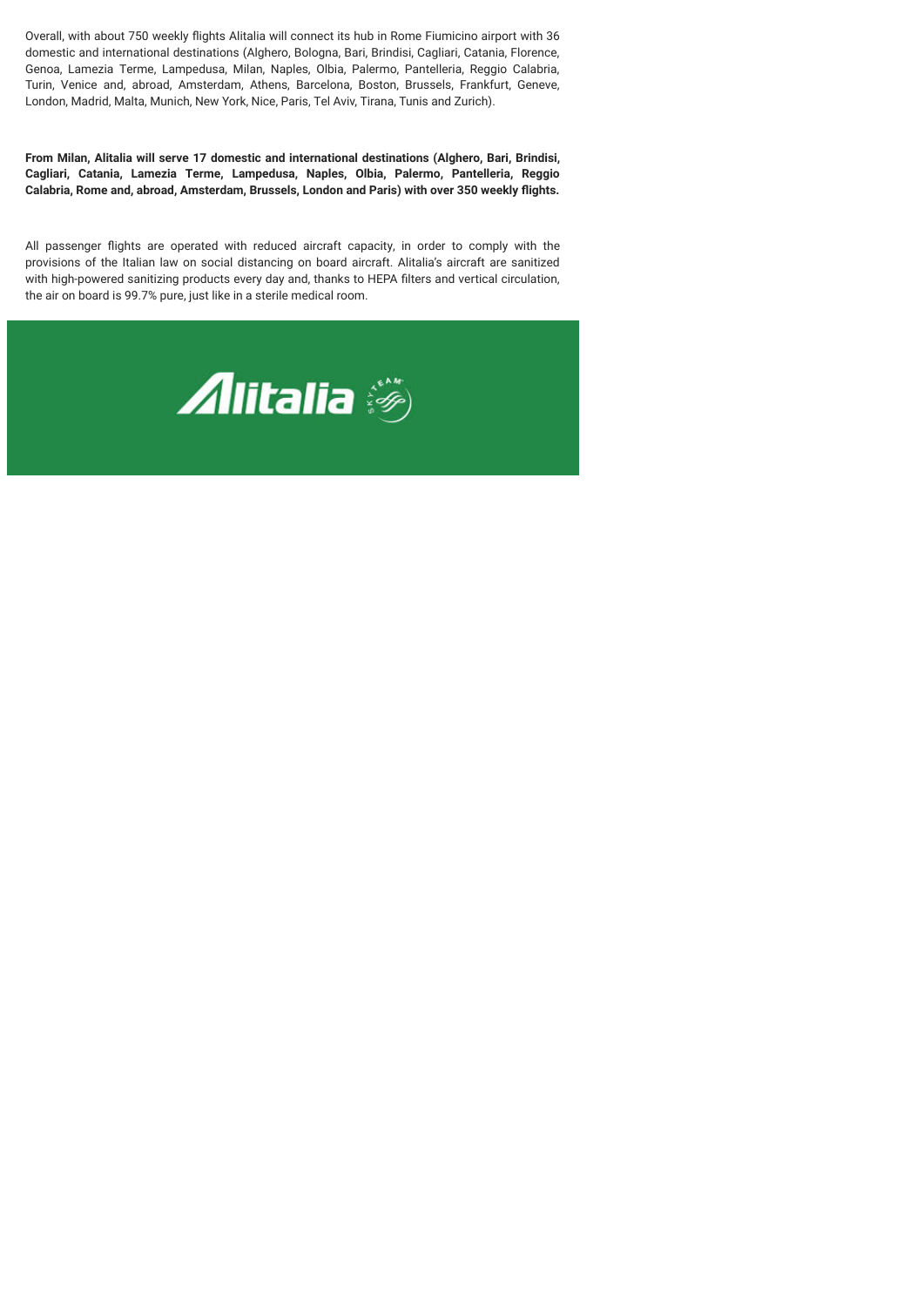Overall, with about 750 weekly flights Alitalia will connect its hub in Rome Fiumicino airport with 36 domestic and international destinations (Alghero, Bologna, Bari, Brindisi, Cagliari, Catania, Florence, Genoa, Lamezia Terme, Lampedusa, Milan, Naples, Olbia, Palermo, Pantelleria, Reggio Calabria, Turin, Venice and, abroad, Amsterdam, Athens, Barcelona, Boston, Brussels, Frankfurt, Geneve, London, Madrid, Malta, Munich, New York, Nice, Paris, Tel Aviv, Tirana, Tunis and Zurich).

**From Milan, Alitalia will serve 17 domestic and international destinations (Alghero, Bari, Brindisi, Cagliari, Catania, Lamezia Terme, Lampedusa, Naples, Olbia, Palermo, Pantelleria, Reggio Calabria, Rome and, abroad, Amsterdam, Brussels, London and Paris) with over 350 weekly flights.**

All passenger flights are operated with reduced aircraft capacity, in order to comply with the provisions of the Italian law on social distancing on board aircraft. Alitalia's aircraft are sanitized with high-powered sanitizing products every day and, thanks to HEPA filters and vertical circulation, the air on board is 99.7% pure, just like in a sterile medical room.